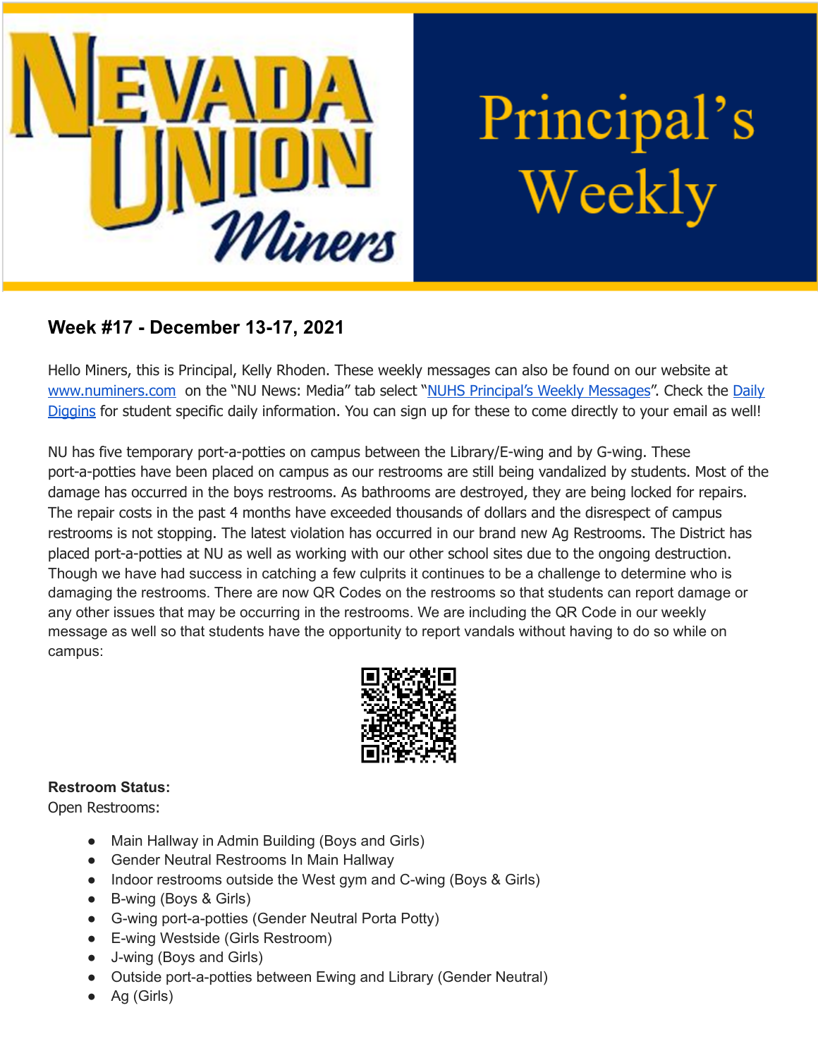# Nevada Union Miners Principal's Weekly

## Week #17 - December 13-17, 2021

Hello Miners, this is Principal, Kelly Rhoden. These weekly messages can also be found on our website at [www.numiners.com](http://www.numiners.com) on the "NU News: Media" tab select "NUHS Principal's Weekly Messages". Check the Daily Diggins for student specific daily information. You can sign up for these to come directly to your email as well!

NU has five temporary port-a-potties on campus between the Library/E-wing and by G-wing. These port-a-potties have been placed on campus as our restrooms are still being vandalized by students. Most of the damage has occurred in the boys restrooms. As bathrooms are destroyed, they are being locked for repairs. The repair costs in the past 4 months have exceeded thousands of dollars and the disrespect of campus restrooms is not stopping. The latest violation has occurred in our brand new Ag Restrooms. The District has placed port-a-potties at NU as well as working with our other school sites due to the ongoing destruction. Though we have had success in catching a few culprits it continues to be a challenge to determine who is damaging the restrooms. There are now QR Codes on the restrooms so that students can report damage or any other issues that may be occurring in the restrooms. We are including the QR Code in our weekly message as well so that students have the opportunity to report vandals without having to do so while on campus:

**Restroom Status:**

Open Restrooms:

- Main Hallway in Admin Building (Boys and Girls)
- Gender Neutral Restrooms In Main Hallway
- Indoor restrooms outside the West gym and C-wing (Boys & Girls)
- B-wing (Boys & Girls)
- G-wing port-a-potties (Gender Neutral Porta Potty)
- E-wing Westside (Girls Restroom)
- J-wing (Boys and Girls)
- Outside port-a-potties between Ewing and Library (Gender Neutral)
- Ag (Girls)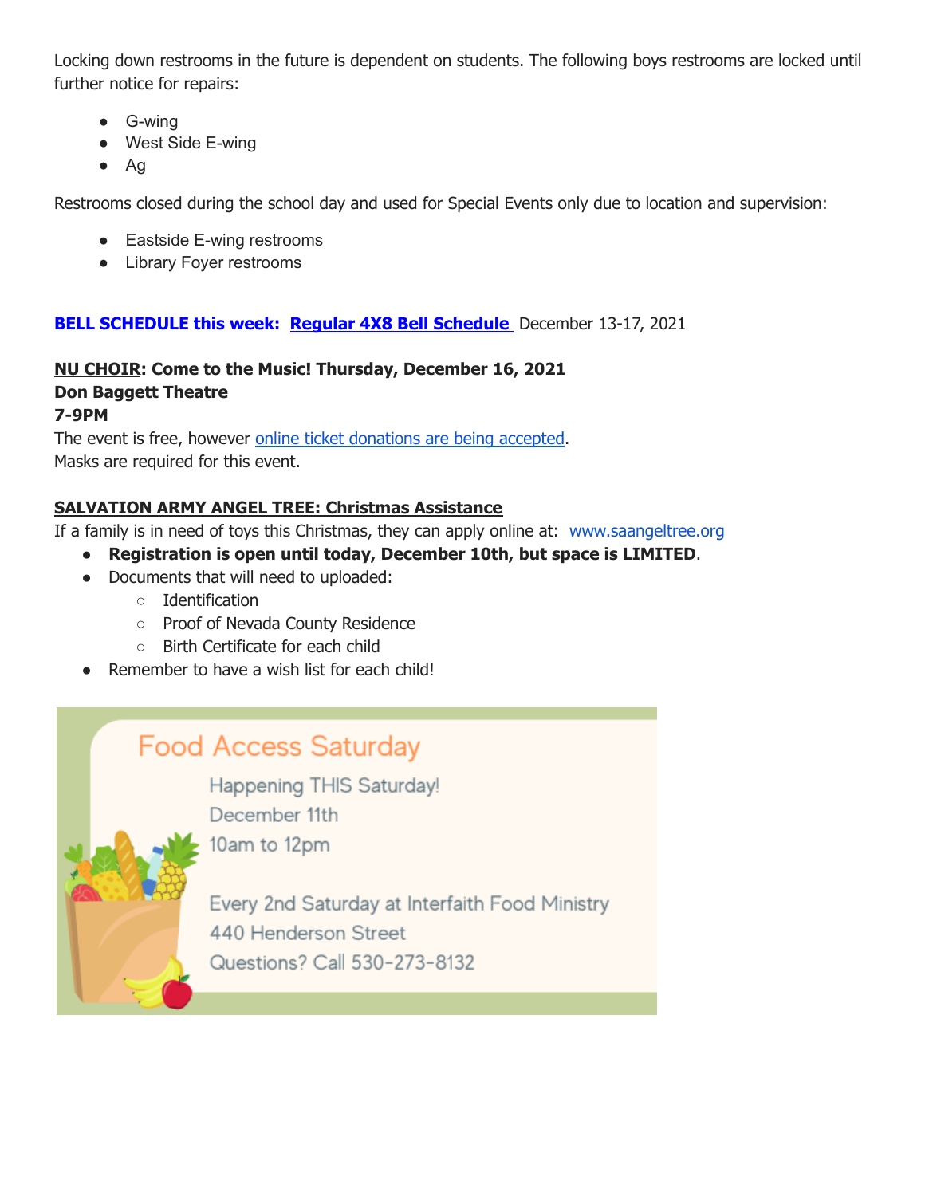Locking down restrooms in the future is dependent on students. The following boys restrooms are locked until further notice for repairs:

- G-wing
- West Side E-wing
- Ag

Restrooms closed during the school day and used for Special Events only due to location and supervision:

- Eastside E-wing restrooms
- Library Foyer restrooms

**BELL SCHEDULE this week: Regular 4X8 Bell Schedule** December 13-17, 2021

**NU CHOIR: Come to the Music! Thursday, December 16, 2021**
**Don Baggett Theatre**
**7-9PM**
The event is free, however online ticket donations are being accepted.
Masks are required for this event.

**SALVATION ARMY ANGEL TREE: Christmas Assistance**
If a family is in need of toys this Christmas, they can apply online at: www.saangeltree.org

- **Registration is open until today, December 10th, but space is LIMITED**.
- Documents that will need to uploaded:
  - Identification
  - Proof of Nevada County Residence
  - Birth Certificate for each child
- Remember to have a wish list for each child!

Food Access Saturday

Happening THIS Saturday!
December 11th
10am to 12pm

Every 2nd Saturday at Interfaith Food Ministry
440 Henderson Street
Questions? Call 530-273-8132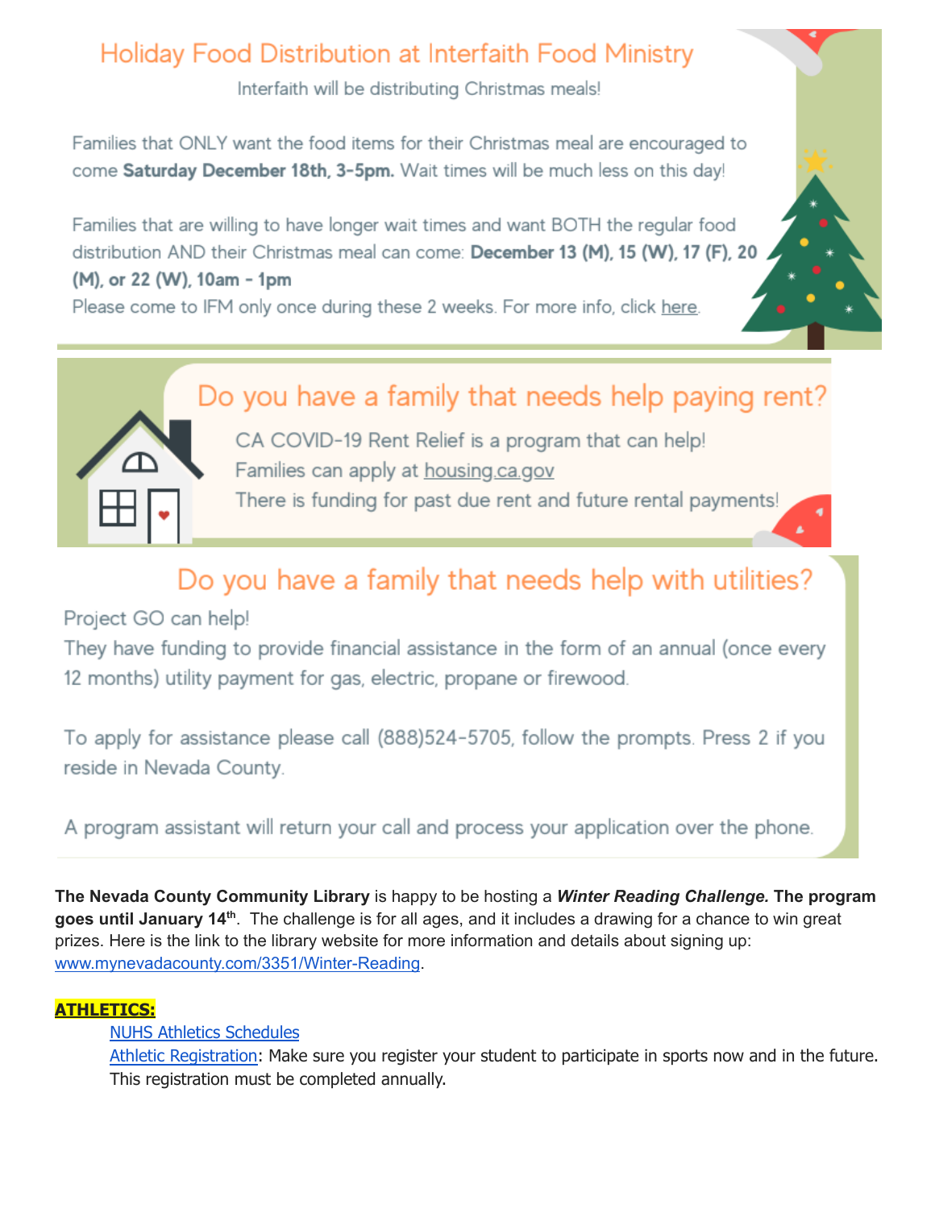## Holiday Food Distribution at Interfaith Food Ministry

Interfaith will be distributing Christmas meals!

Families that ONLY want the food items for their Christmas meal are encouraged to come **Saturday December 18th, 3-5pm.** Wait times will be much less on this day!

Families that are willing to have longer wait times and want BOTH the regular food distribution AND their Christmas meal can come: **December 13 (M), 15 (W), 17 (F), 20 (M), or 22 (W), 10am - 1pm**

Please come to IFM only once during these 2 weeks. For more info, click [here](#).

## Do you have a family that needs help paying rent?

CA COVID-19 Rent Relief is a program that can help!

Families can apply at [housing.ca.gov](#)

There is funding for past due rent and future rental payments!

## Do you have a family that needs help with utilities?

Project GO can help!

They have funding to provide financial assistance in the form of an annual (once every 12 months) utility payment for gas, electric, propane or firewood.

To apply for assistance please call (888)524-5705, follow the prompts. Press 2 if you reside in Nevada County.

A program assistant will return your call and process your application over the phone.

**The Nevada County Community Library** is happy to be hosting a ***Winter Reading Challenge.* The program goes until January 14th**. The challenge is for all ages, and it includes a drawing for a chance to win great prizes. Here is the link to the library website for more information and details about signing up: [www.mynevadacounty.com/3351/Winter-Reading](www.mynevadacounty.com/3351/Winter-Reading).

**ATHLETICS:**

- [NUHS Athletics Schedules](#)
- [Athletic Registration](#): Make sure you register your student to participate in sports now and in the future. This registration must be completed annually.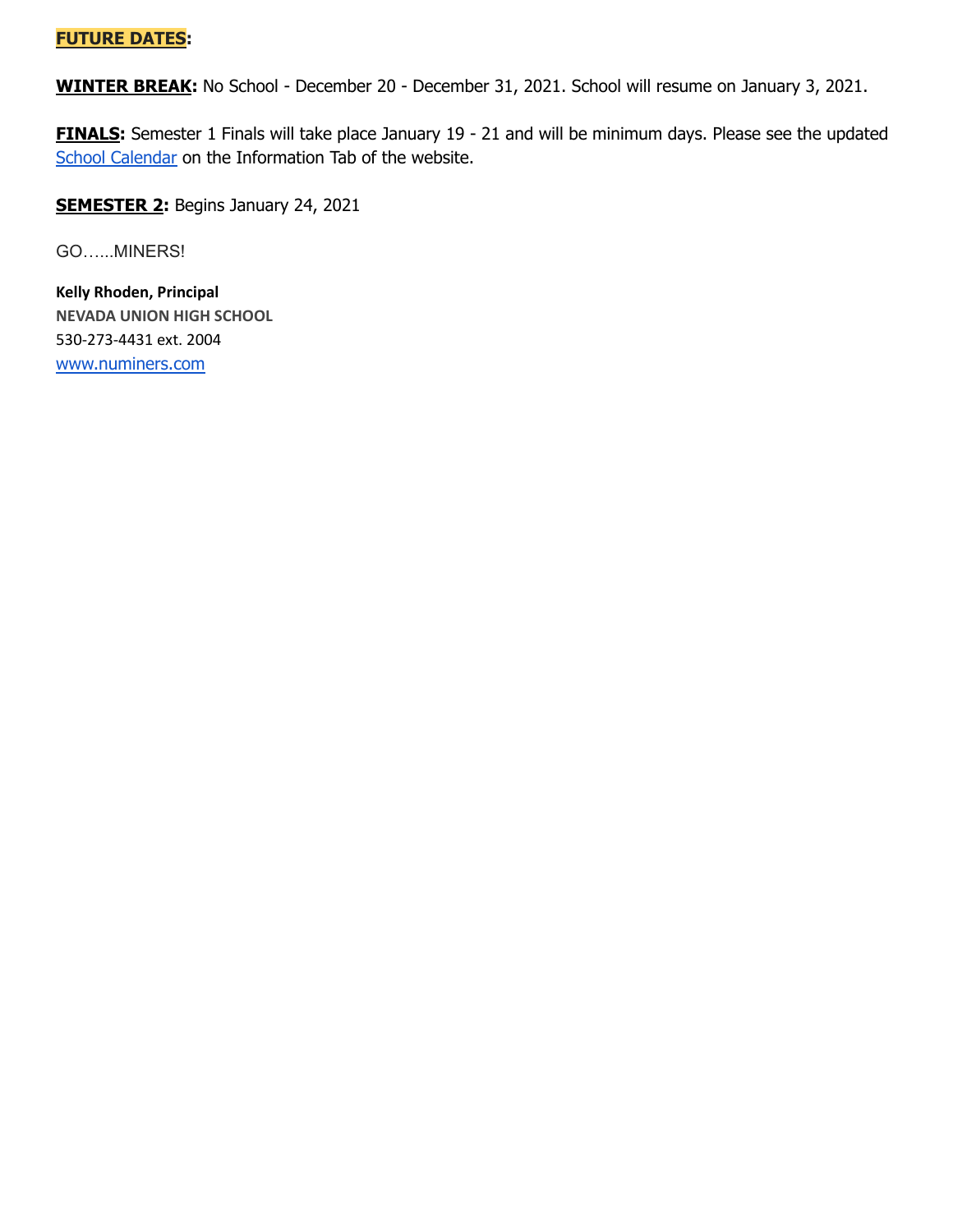**FUTURE DATES:**

**WINTER BREAK:** No School - December 20 - December 31, 2021. School will resume on January 3, 2021.

**FINALS:** Semester 1 Finals will take place January 19 - 21 and will be minimum days. Please see the updated School Calendar on the Information Tab of the website.

**SEMESTER 2:** Begins January 24, 2021

GO…...MINERS!

**Kelly Rhoden, Principal**
**NEVADA UNION HIGH SCHOOL**
530-273-4431 ext. 2004
www.numiners.com